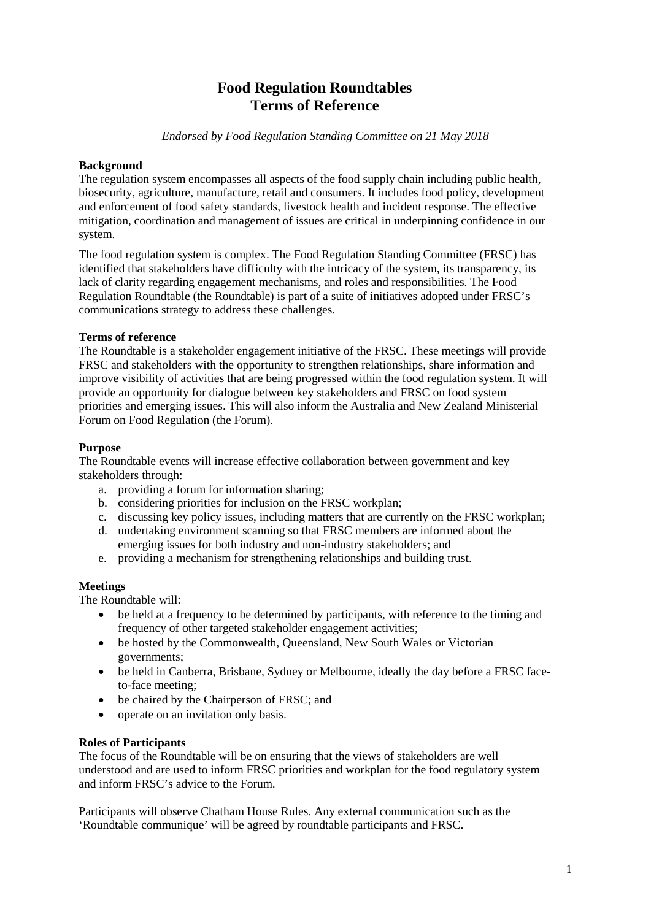# Food Regulation Roundtables
# Terms of Reference

*Endorsed by Food Regulation Standing Committee on 21 May 2018*

**Background**

The regulation system encompasses all aspects of the food supply chain including public health, biosecurity, agriculture, manufacture, retail and consumers. It includes food policy, development and enforcement of food safety standards, livestock health and incident response. The effective mitigation, coordination and management of issues are critical in underpinning confidence in our system.

The food regulation system is complex. The Food Regulation Standing Committee (FRSC) has identified that stakeholders have difficulty with the intricacy of the system, its transparency, its lack of clarity regarding engagement mechanisms, and roles and responsibilities. The Food Regulation Roundtable (the Roundtable) is part of a suite of initiatives adopted under FRSC's communications strategy to address these challenges.

**Terms of reference**

The Roundtable is a stakeholder engagement initiative of the FRSC. These meetings will provide FRSC and stakeholders with the opportunity to strengthen relationships, share information and improve visibility of activities that are being progressed within the food regulation system. It will provide an opportunity for dialogue between key stakeholders and FRSC on food system priorities and emerging issues. This will also inform the Australia and New Zealand Ministerial Forum on Food Regulation (the Forum).

**Purpose**

The Roundtable events will increase effective collaboration between government and key stakeholders through:

a. providing a forum for information sharing;
b. considering priorities for inclusion on the FRSC workplan;
c. discussing key policy issues, including matters that are currently on the FRSC workplan;
d. undertaking environment scanning so that FRSC members are informed about the emerging issues for both industry and non-industry stakeholders; and
e. providing a mechanism for strengthening relationships and building trust.

**Meetings**

The Roundtable will:

- be held at a frequency to be determined by participants, with reference to the timing and frequency of other targeted stakeholder engagement activities;
- be hosted by the Commonwealth, Queensland, New South Wales or Victorian governments;
- be held in Canberra, Brisbane, Sydney or Melbourne, ideally the day before a FRSC face-to-face meeting;
- be chaired by the Chairperson of FRSC; and
- operate on an invitation only basis.

**Roles of Participants**

The focus of the Roundtable will be on ensuring that the views of stakeholders are well understood and are used to inform FRSC priorities and workplan for the food regulatory system and inform FRSC's advice to the Forum.

Participants will observe Chatham House Rules. Any external communication such as the 'Roundtable communique' will be agreed by roundtable participants and FRSC.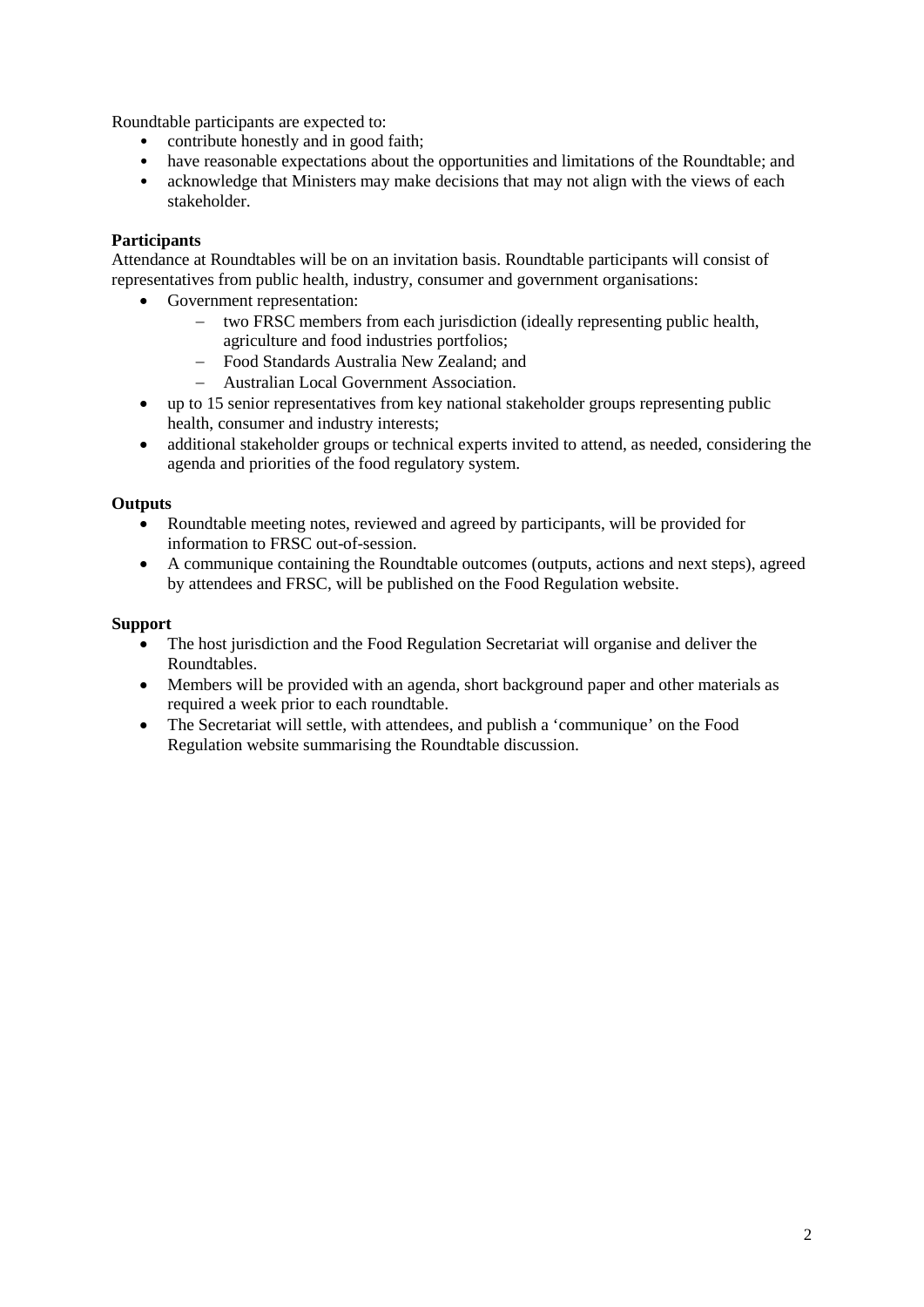Roundtable participants are expected to:

- contribute honestly and in good faith;
- have reasonable expectations about the opportunities and limitations of the Roundtable; and
- acknowledge that Ministers may make decisions that may not align with the views of each stakeholder.

**Participants**

Attendance at Roundtables will be on an invitation basis. Roundtable participants will consist of representatives from public health, industry, consumer and government organisations:

- Government representation:
  - two FRSC members from each jurisdiction (ideally representing public health, agriculture and food industries portfolios;
  - Food Standards Australia New Zealand; and
  - Australian Local Government Association.
- up to 15 senior representatives from key national stakeholder groups representing public health, consumer and industry interests;
- additional stakeholder groups or technical experts invited to attend, as needed, considering the agenda and priorities of the food regulatory system.

**Outputs**

- Roundtable meeting notes, reviewed and agreed by participants, will be provided for information to FRSC out-of-session.
- A communique containing the Roundtable outcomes (outputs, actions and next steps), agreed by attendees and FRSC, will be published on the Food Regulation website.

**Support**

- The host jurisdiction and the Food Regulation Secretariat will organise and deliver the Roundtables.
- Members will be provided with an agenda, short background paper and other materials as required a week prior to each roundtable.
- The Secretariat will settle, with attendees, and publish a 'communique' on the Food Regulation website summarising the Roundtable discussion.